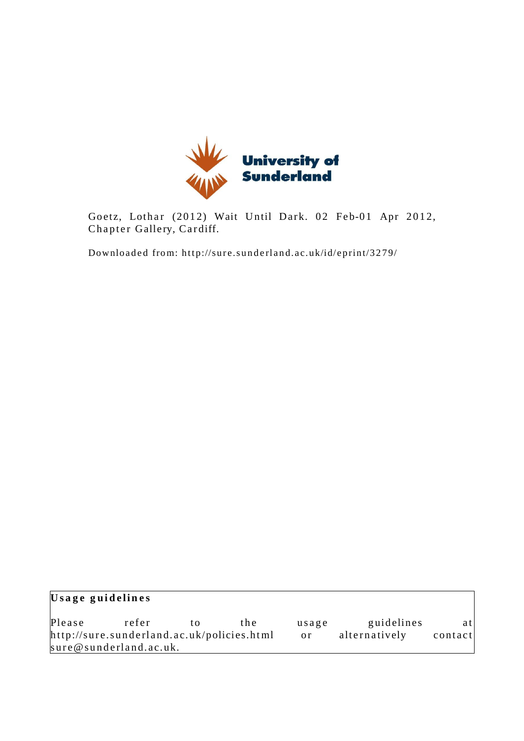University of Sunderland

Goetz, Lothar (2012) Wait Until Dark. 02 Feb-01 Apr 2012, Chapter Gallery, Cardiff.

Downloaded from: http://sure.sunderland.ac.uk/id/eprint/3279/

**Usage guidelines**

Please refer to the usage guidelines at http://sure.sunderland.ac.uk/policies.html or alternatively contact sure@sunderland.ac.uk.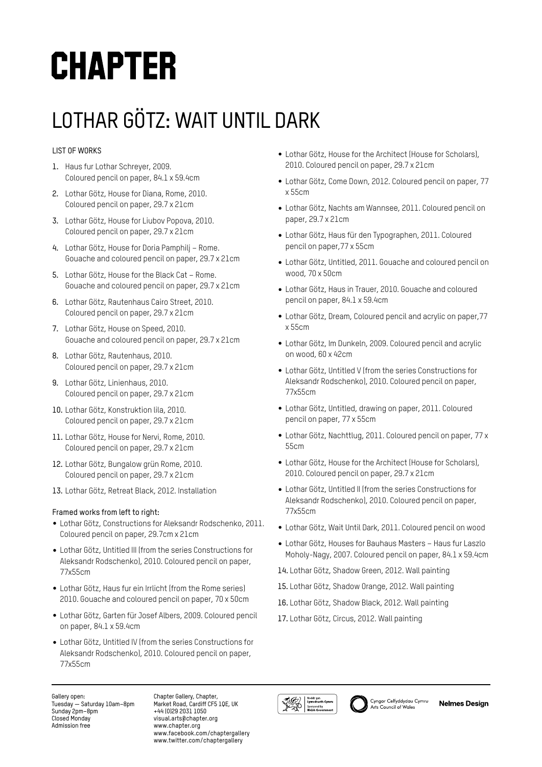# CHAPTER

## LOTHAR GÖTZ: WAIT UNTIL DARK

LIST OF WORKS

1. Haus fur Lothar Schreyer, 2009.
   Coloured pencil on paper, 84.1 x 59.4cm
2. Lothar Götz, House for Diana, Rome, 2010.
   Coloured pencil on paper, 29.7 x 21cm
3. Lothar Götz, House for Liubov Popova, 2010.
   Coloured pencil on paper, 29.7 x 21cm
4. Lothar Götz, House for Doria Pamphilj – Rome.
   Gouache and coloured pencil on paper, 29.7 x 21cm
5. Lothar Götz, House for the Black Cat – Rome.
   Gouache and coloured pencil on paper, 29.7 x 21cm
6. Lothar Götz, Rautenhaus Cairo Street, 2010.
   Coloured pencil on paper, 29.7 x 21cm
7. Lothar Götz, House on Speed, 2010.
   Gouache and coloured pencil on paper, 29.7 x 21cm
8. Lothar Götz, Rautenhaus, 2010.
   Coloured pencil on paper, 29.7 x 21cm
9. Lothar Götz, Linienhaus, 2010.
   Coloured pencil on paper, 29.7 x 21cm
10. Lothar Götz, Konstruktion lila, 2010.
    Coloured pencil on paper, 29.7 x 21cm
11. Lothar Götz, House for Nervi, Rome, 2010.
    Coloured pencil on paper, 29.7 x 21cm
12. Lothar Götz, Bungalow grün Rome, 2010.
    Coloured pencil on paper, 29.7 x 21cm
13. Lothar Götz, Retreat Black, 2012. Installation

Framed works from left to right:

- Lothar Götz, Constructions for Aleksandr Rodschenko, 2011. Coloured pencil on paper, 29.7cm x 21cm
- Lothar Götz, Untitled III (from the series Constructions for Aleksandr Rodschenko), 2010. Coloured pencil on paper, 77x55cm
- Lothar Götz, Haus fur ein Irrlicht (from the Rome series) 2010. Gouache and coloured pencil on paper, 70 x 50cm
- Lothar Götz, Garten für Josef Albers, 2009. Coloured pencil on paper, 84.1 x 59.4cm
- Lothar Götz, Untitled IV (from the series Constructions for Aleksandr Rodschenko), 2010. Coloured pencil on paper, 77x55cm
- Lothar Götz, House for the Architect (House for Scholars), 2010. Coloured pencil on paper, 29.7 x 21cm
- Lothar Götz, Come Down, 2012. Coloured pencil on paper, 77 x 55cm
- Lothar Götz, Nachts am Wannsee, 2011. Coloured pencil on paper, 29.7 x 21cm
- Lothar Götz, Haus für den Typographen, 2011. Coloured pencil on paper,77 x 55cm
- Lothar Götz, Untitled, 2011. Gouache and coloured pencil on wood, 70 x 50cm
- Lothar Götz, Haus in Trauer, 2010. Gouache and coloured pencil on paper, 84.1 x 59.4cm
- Lothar Götz, Dream, Coloured pencil and acrylic on paper,77 x 55cm
- Lothar Götz, Im Dunkeln, 2009. Coloured pencil and acrylic on wood, 60 x 42cm
- Lothar Götz, Untitled V (from the series Constructions for Aleksandr Rodschenko), 2010. Coloured pencil on paper, 77x55cm
- Lothar Götz, Untitled, drawing on paper, 2011. Coloured pencil on paper, 77 x 55cm
- Lothar Götz, Nachttlug, 2011. Coloured pencil on paper, 77 x 55cm
- Lothar Götz, House for the Architect (House for Scholars), 2010. Coloured pencil on paper, 29.7 x 21cm
- Lothar Götz, Untitled II (from the series Constructions for Aleksandr Rodschenko), 2010. Coloured pencil on paper, 77x55cm
- Lothar Götz, Wait Until Dark, 2011. Coloured pencil on wood
- Lothar Götz, Houses for Bauhaus Masters – Haus fur Laszlo Moholy-Nagy, 2007. Coloured pencil on paper, 84.1 x 59.4cm

14. Lothar Götz, Shadow Green, 2012. Wall painting
15. Lothar Götz, Shadow Orange, 2012. Wall painting
16. Lothar Götz, Shadow Black, 2012. Wall painting
17. Lothar Götz, Circus, 2012. Wall painting

Gallery open:
Tuesday — Saturday 10am–8pm
Sunday 2pm–8pm
Closed Monday
Admission free

Chapter Gallery, Chapter,
Market Road, Cardiff CF5 1QE, UK
+44 (0)29 2031 1050
visual.arts@chapter.org
www.chapter.org
www.facebook.com/chaptergallery
www.twitter.com/chaptergallery

Noddir gan Lywodraeth Cymru
Sponsored by Welsh Government

Cyngor Celfyddydau Cymru
Arts Council of Wales

Nelmes Design